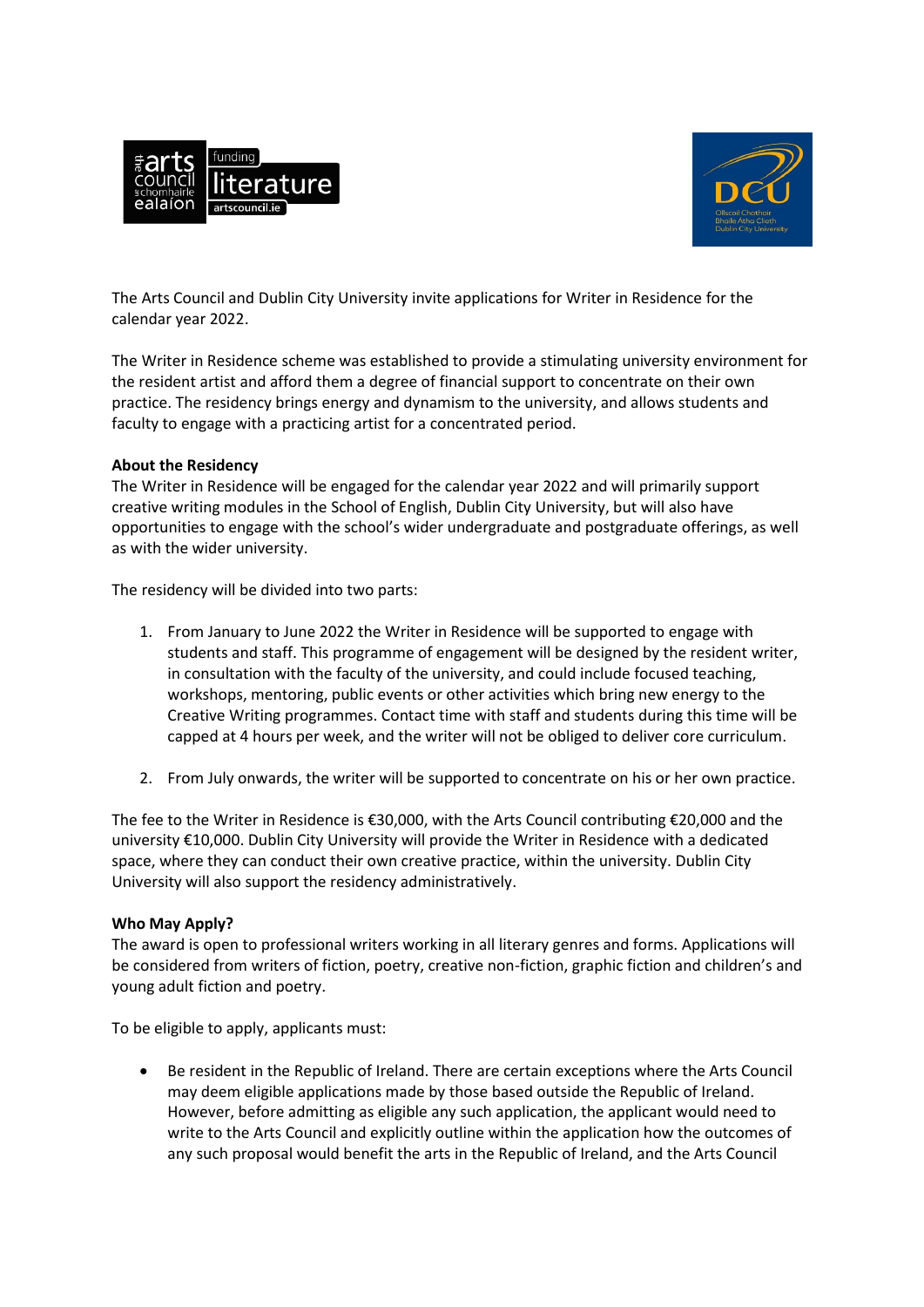The Arts Council and Dublin City University invite applications for Writer in Residence for the calendar year 2022.

The Writer in Residence scheme was established to provide a stimulating university environment for the resident artist and afford them a degree of financial support to concentrate on their own practice. The residency brings energy and dynamism to the university, and allows students and faculty to engage with a practicing artist for a concentrated period.

**About the Residency**
The Writer in Residence will be engaged for the calendar year 2022 and will primarily support creative writing modules in the School of English, Dublin City University, but will also have opportunities to engage with the school's wider undergraduate and postgraduate offerings, as well as with the wider university.

The residency will be divided into two parts:

1. From January to June 2022 the Writer in Residence will be supported to engage with students and staff. This programme of engagement will be designed by the resident writer, in consultation with the faculty of the university, and could include focused teaching, workshops, mentoring, public events or other activities which bring new energy to the Creative Writing programmes. Contact time with staff and students during this time will be capped at 4 hours per week, and the writer will not be obliged to deliver core curriculum.

2. From July onwards, the writer will be supported to concentrate on his or her own practice.

The fee to the Writer in Residence is €30,000, with the Arts Council contributing €20,000 and the university €10,000. Dublin City University will provide the Writer in Residence with a dedicated space, where they can conduct their own creative practice, within the university. Dublin City University will also support the residency administratively.

**Who May Apply?**
The award is open to professional writers working in all literary genres and forms. Applications will be considered from writers of fiction, poetry, creative non-fiction, graphic fiction and children's and young adult fiction and poetry.

To be eligible to apply, applicants must:

- Be resident in the Republic of Ireland. There are certain exceptions where the Arts Council may deem eligible applications made by those based outside the Republic of Ireland. However, before admitting as eligible any such application, the applicant would need to write to the Arts Council and explicitly outline within the application how the outcomes of any such proposal would benefit the arts in the Republic of Ireland, and the Arts Council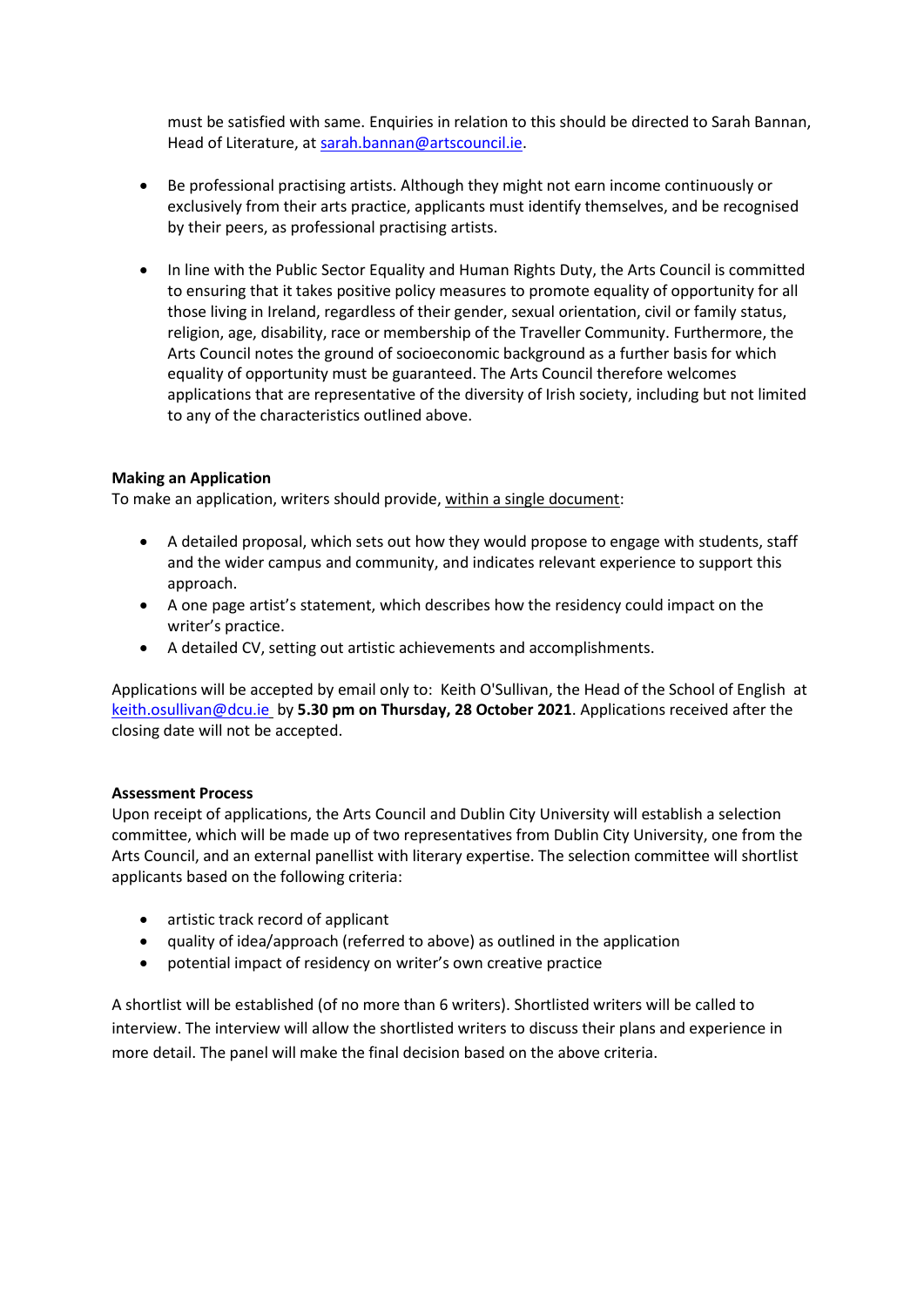must be satisfied with same. Enquiries in relation to this should be directed to Sarah Bannan, Head of Literature, at sarah.bannan@artscouncil.ie.

- Be professional practising artists. Although they might not earn income continuously or exclusively from their arts practice, applicants must identify themselves, and be recognised by their peers, as professional practising artists.

- In line with the Public Sector Equality and Human Rights Duty, the Arts Council is committed to ensuring that it takes positive policy measures to promote equality of opportunity for all those living in Ireland, regardless of their gender, sexual orientation, civil or family status, religion, age, disability, race or membership of the Traveller Community. Furthermore, the Arts Council notes the ground of socioeconomic background as a further basis for which equality of opportunity must be guaranteed. The Arts Council therefore welcomes applications that are representative of the diversity of Irish society, including but not limited to any of the characteristics outlined above.

**Making an Application**

To make an application, writers should provide, within a single document:

- A detailed proposal, which sets out how they would propose to engage with students, staff and the wider campus and community, and indicates relevant experience to support this approach.
- A one page artist's statement, which describes how the residency could impact on the writer's practice.
- A detailed CV, setting out artistic achievements and accomplishments.

Applications will be accepted by email only to: Keith O'Sullivan, the Head of the School of English at keith.osullivan@dcu.ie by **5.30 pm on Thursday, 28 October 2021**. Applications received after the closing date will not be accepted.

**Assessment Process**

Upon receipt of applications, the Arts Council and Dublin City University will establish a selection committee, which will be made up of two representatives from Dublin City University, one from the Arts Council, and an external panellist with literary expertise. The selection committee will shortlist applicants based on the following criteria:

- artistic track record of applicant
- quality of idea/approach (referred to above) as outlined in the application
- potential impact of residency on writer's own creative practice

A shortlist will be established (of no more than 6 writers). Shortlisted writers will be called to interview. The interview will allow the shortlisted writers to discuss their plans and experience in more detail. The panel will make the final decision based on the above criteria.